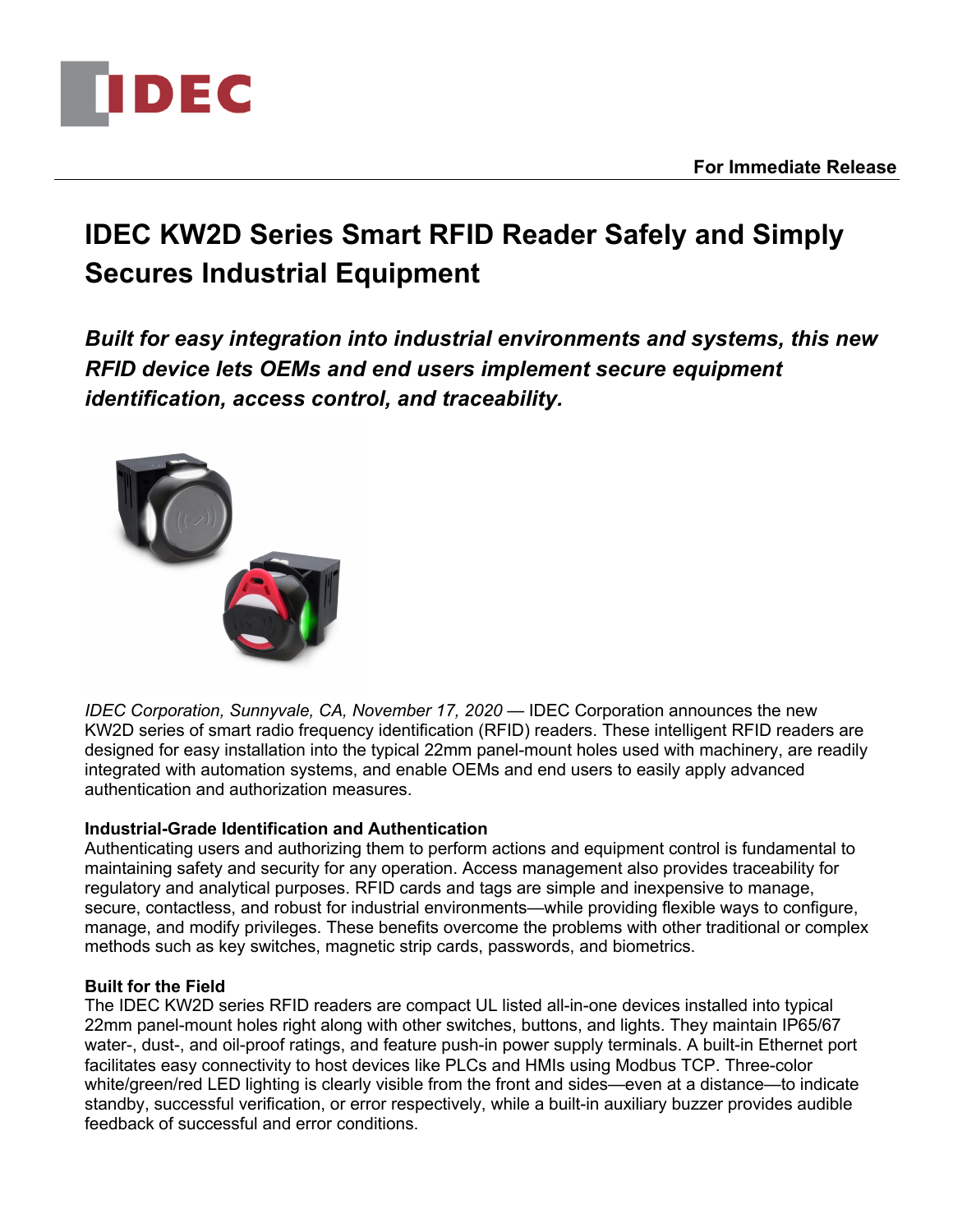**For Immediate Release**

# IDEC KW2D Series Smart RFID Reader Safely and Simply Secures Industrial Equipment

***Built for easy integration into industrial environments and systems, this new RFID device lets OEMs and end users implement secure equipment identification, access control, and traceability.***

*IDEC Corporation, Sunnyvale, CA, November 17, 2020* — IDEC Corporation announces the new KW2D series of smart radio frequency identification (RFID) readers. These intelligent RFID readers are designed for easy installation into the typical 22mm panel-mount holes used with machinery, are readily integrated with automation systems, and enable OEMs and end users to easily apply advanced authentication and authorization measures.

**Industrial-Grade Identification and Authentication**

Authenticating users and authorizing them to perform actions and equipment control is fundamental to maintaining safety and security for any operation. Access management also provides traceability for regulatory and analytical purposes. RFID cards and tags are simple and inexpensive to manage, secure, contactless, and robust for industrial environments—while providing flexible ways to configure, manage, and modify privileges. These benefits overcome the problems with other traditional or complex methods such as key switches, magnetic strip cards, passwords, and biometrics.

**Built for the Field**

The IDEC KW2D series RFID readers are compact UL listed all-in-one devices installed into typical 22mm panel-mount holes right along with other switches, buttons, and lights. They maintain IP65/67 water-, dust-, and oil-proof ratings, and feature push-in power supply terminals. A built-in Ethernet port facilitates easy connectivity to host devices like PLCs and HMIs using Modbus TCP. Three-color white/green/red LED lighting is clearly visible from the front and sides—even at a distance—to indicate standby, successful verification, or error respectively, while a built-in auxiliary buzzer provides audible feedback of successful and error conditions.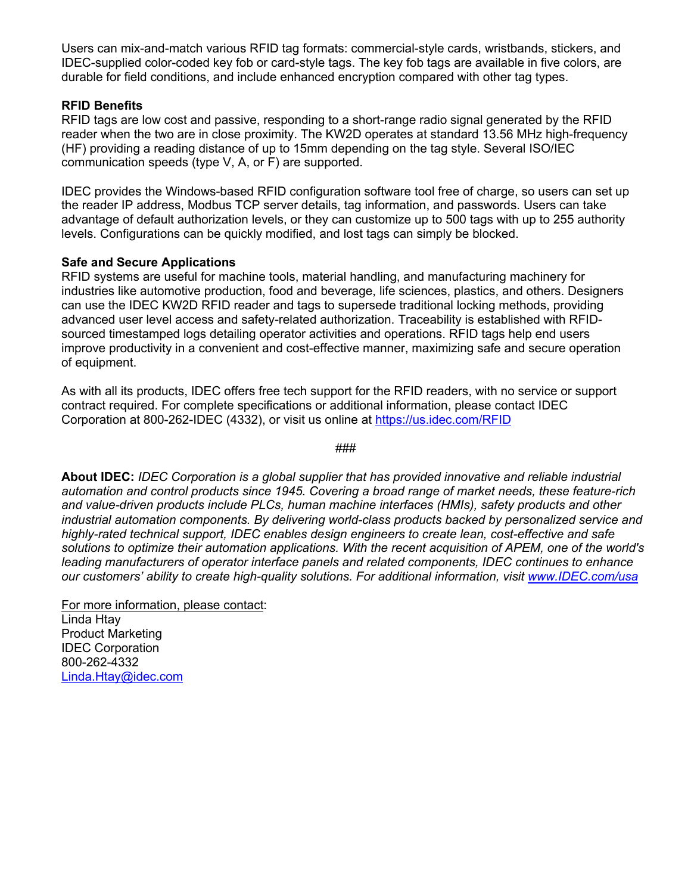Users can mix-and-match various RFID tag formats: commercial-style cards, wristbands, stickers, and IDEC-supplied color-coded key fob or card-style tags. The key fob tags are available in five colors, are durable for field conditions, and include enhanced encryption compared with other tag types.

**RFID Benefits**

RFID tags are low cost and passive, responding to a short-range radio signal generated by the RFID reader when the two are in close proximity. The KW2D operates at standard 13.56 MHz high-frequency (HF) providing a reading distance of up to 15mm depending on the tag style. Several ISO/IEC communication speeds (type V, A, or F) are supported.

IDEC provides the Windows-based RFID configuration software tool free of charge, so users can set up the reader IP address, Modbus TCP server details, tag information, and passwords. Users can take advantage of default authorization levels, or they can customize up to 500 tags with up to 255 authority levels. Configurations can be quickly modified, and lost tags can simply be blocked.

**Safe and Secure Applications**

RFID systems are useful for machine tools, material handling, and manufacturing machinery for industries like automotive production, food and beverage, life sciences, plastics, and others. Designers can use the IDEC KW2D RFID reader and tags to supersede traditional locking methods, providing advanced user level access and safety-related authorization. Traceability is established with RFID-sourced timestamped logs detailing operator activities and operations. RFID tags help end users improve productivity in a convenient and cost-effective manner, maximizing safe and secure operation of equipment.

As with all its products, IDEC offers free tech support for the RFID readers, with no service or support contract required. For complete specifications or additional information, please contact IDEC Corporation at 800-262-IDEC (4332), or visit us online at https://us.idec.com/RFID

###

**About IDEC:** *IDEC Corporation is a global supplier that has provided innovative and reliable industrial automation and control products since 1945. Covering a broad range of market needs, these feature-rich and value-driven products include PLCs, human machine interfaces (HMIs), safety products and other industrial automation components. By delivering world-class products backed by personalized service and highly-rated technical support, IDEC enables design engineers to create lean, cost-effective and safe solutions to optimize their automation applications. With the recent acquisition of APEM, one of the world's leading manufacturers of operator interface panels and related components, IDEC continues to enhance our customers' ability to create high-quality solutions. For additional information, visit www.IDEC.com/usa*

For more information, please contact:
Linda Htay
Product Marketing
IDEC Corporation
800-262-4332
Linda.Htay@idec.com